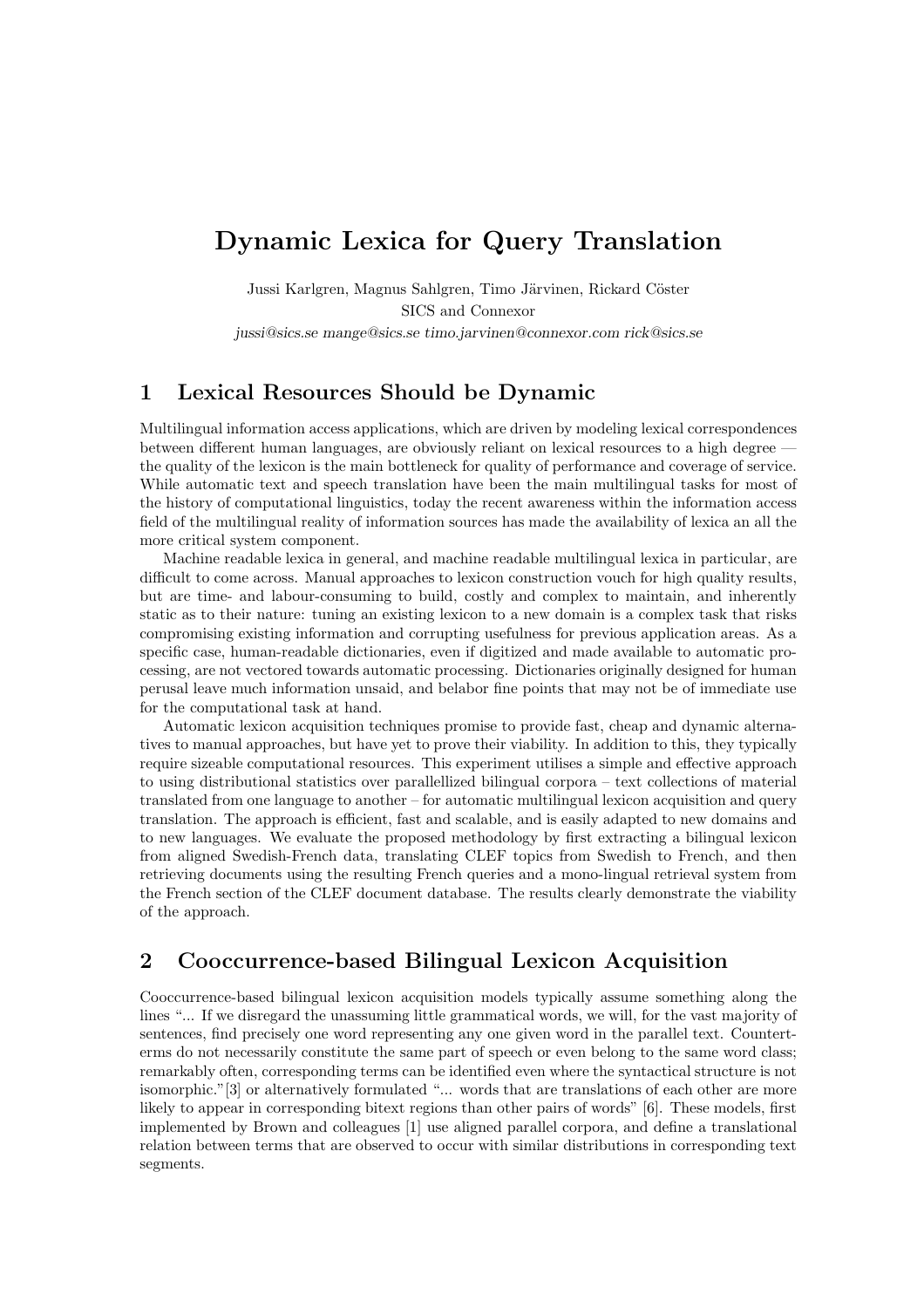# Dynamic Lexica for Query Translation

Jussi Karlgren, Magnus Sahlgren, Timo Järvinen, Rickard Cöster

SICS and Connexor

*jussi@sics.se mange@sics.se timo.jarvinen@connexor.com rick@sics.se*

## 1 Lexical Resources Should be Dynamic

Multilingual information access applications, which are driven by modeling lexical correspondences between different human languages, are obviously reliant on lexical resources to a high degree — the quality of the lexicon is the main bottleneck for quality of performance and coverage of service. While automatic text and speech translation have been the main multilingual tasks for most of the history of computational linguistics, today the recent awareness within the information access field of the multilingual reality of information sources has made the availability of lexica an all the more critical system component.

Machine readable lexica in general, and machine readable multilingual lexica in particular, are difficult to come across. Manual approaches to lexicon construction vouch for high quality results, but are time- and labour-consuming to build, costly and complex to maintain, and inherently static as to their nature: tuning an existing lexicon to a new domain is a complex task that risks compromising existing information and corrupting usefulness for previous application areas. As a specific case, human-readable dictionaries, even if digitized and made available to automatic processing, are not vectored towards automatic processing. Dictionaries originally designed for human perusal leave much information unsaid, and belabor fine points that may not be of immediate use for the computational task at hand.

Automatic lexicon acquisition techniques promise to provide fast, cheap and dynamic alternatives to manual approaches, but have yet to prove their viability. In addition to this, they typically require sizeable computational resources. This experiment utilises a simple and effective approach to using distributional statistics over parallellized bilingual corpora – text collections of material translated from one language to another – for automatic multilingual lexicon acquisition and query translation. The approach is efficient, fast and scalable, and is easily adapted to new domains and to new languages. We evaluate the proposed methodology by first extracting a bilingual lexicon from aligned Swedish-French data, translating CLEF topics from Swedish to French, and then retrieving documents using the resulting French queries and a mono-lingual retrieval system from the French section of the CLEF document database. The results clearly demonstrate the viability of the approach.

## 2 Cooccurrence-based Bilingual Lexicon Acquisition

Cooccurrence-based bilingual lexicon acquisition models typically assume something along the lines "... If we disregard the unassuming little grammatical words, we will, for the vast majority of sentences, find precisely one word representing any one given word in the parallel text. Counterterms do not necessarily constitute the same part of speech or even belong to the same word class; remarkably often, corresponding terms can be identified even where the syntactical structure is not isomorphic."[3] or alternatively formulated "... words that are translations of each other are more likely to appear in corresponding bitext regions than other pairs of words" [6]. These models, first implemented by Brown and colleagues [1] use aligned parallel corpora, and define a translational relation between terms that are observed to occur with similar distributions in corresponding text segments.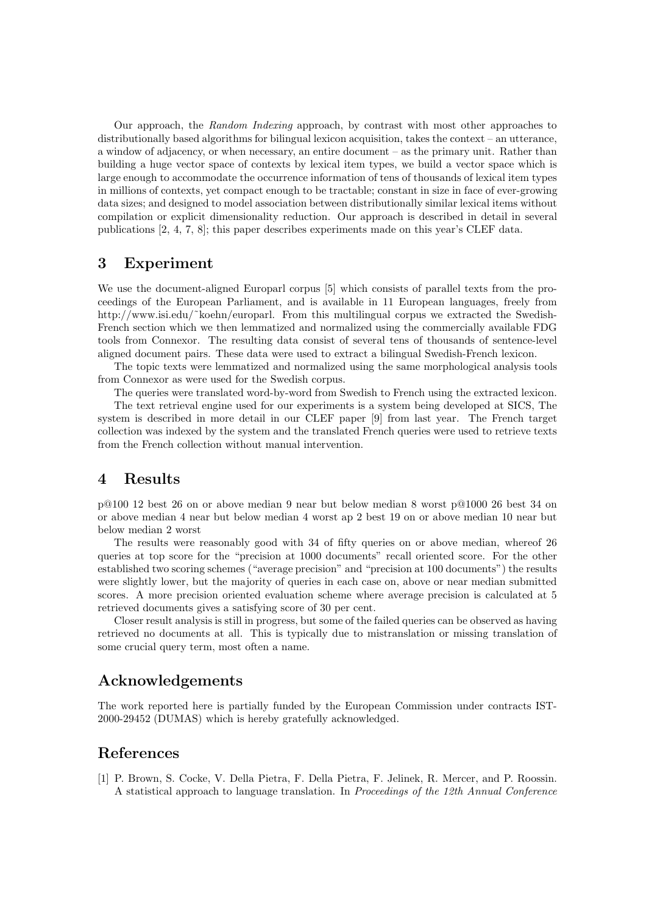Our approach, the *Random Indexing* approach, by contrast with most other approaches to distributionally based algorithms for bilingual lexicon acquisition, takes the context – an utterance, a window of adjacency, or when necessary, an entire document – as the primary unit. Rather than building a huge vector space of contexts by lexical item types, we build a vector space which is large enough to accommodate the occurrence information of tens of thousands of lexical item types in millions of contexts, yet compact enough to be tractable; constant in size in face of ever-growing data sizes; and designed to model association between distributionally similar lexical items without compilation or explicit dimensionality reduction. Our approach is described in detail in several publications [2, 4, 7, 8]; this paper describes experiments made on this year's CLEF data.

## 3 Experiment

We use the document-aligned Europarl corpus [5] which consists of parallel texts from the proceedings of the European Parliament, and is available in 11 European languages, freely from http://www.isi.edu/˜koehn/europarl. From this multilingual corpus we extracted the Swedish-French section which we then lemmatized and normalized using the commercially available FDG tools from Connexor. The resulting data consist of several tens of thousands of sentence-level aligned document pairs. These data were used to extract a bilingual Swedish-French lexicon.

The topic texts were lemmatized and normalized using the same morphological analysis tools from Connexor as were used for the Swedish corpus.

The queries were translated word-by-word from Swedish to French using the extracted lexicon.

The text retrieval engine used for our experiments is a system being developed at SICS, The system is described in more detail in our CLEF paper [9] from last year. The French target collection was indexed by the system and the translated French queries were used to retrieve texts from the French collection without manual intervention.

## 4 Results

p@100 12 best 26 on or above median 9 near but below median 8 worst p@1000 26 best 34 on or above median 4 near but below median 4 worst ap 2 best 19 on or above median 10 near but below median 2 worst

The results were reasonably good with 34 of fifty queries on or above median, whereof 26 queries at top score for the "precision at 1000 documents" recall oriented score. For the other established two scoring schemes ("average precision" and "precision at 100 documents") the results were slightly lower, but the majority of queries in each case on, above or near median submitted scores. A more precision oriented evaluation scheme where average precision is calculated at 5 retrieved documents gives a satisfying score of 30 per cent.

Closer result analysis is still in progress, but some of the failed queries can be observed as having retrieved no documents at all. This is typically due to mistranslation or missing translation of some crucial query term, most often a name.

## Acknowledgements

The work reported here is partially funded by the European Commission under contracts IST-2000-29452 (DUMAS) which is hereby gratefully acknowledged.

## References

[1] P. Brown, S. Cocke, V. Della Pietra, F. Della Pietra, F. Jelinek, R. Mercer, and P. Roossin. A statistical approach to language translation. In *Proceedings of the 12th Annual Conference*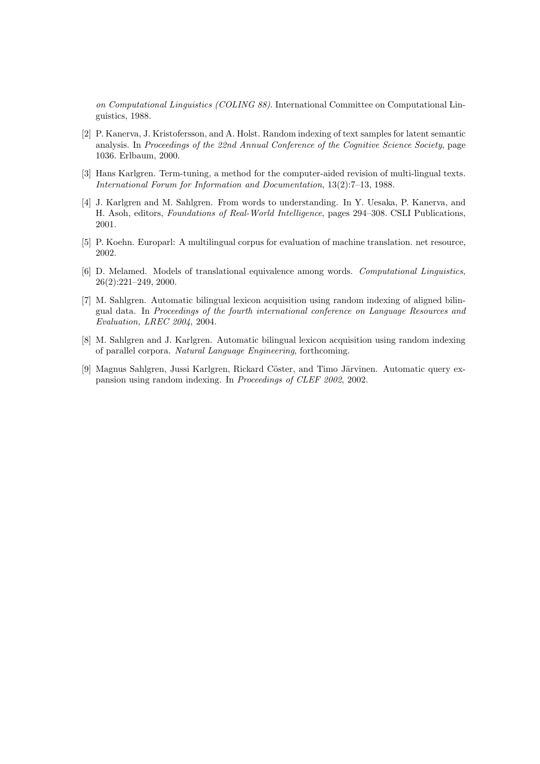*on Computational Linguistics (COLING 88)*. International Committee on Computational Linguistics, 1988.

[2] P. Kanerva, J. Kristofersson, and A. Holst. Random indexing of text samples for latent semantic analysis. In *Proceedings of the 22nd Annual Conference of the Cognitive Science Society*, page 1036. Erlbaum, 2000.

[3] Hans Karlgren. Term-tuning, a method for the computer-aided revision of multi-lingual texts. *International Forum for Information and Documentation*, 13(2):7–13, 1988.

[4] J. Karlgren and M. Sahlgren. From words to understanding. In Y. Uesaka, P. Kanerva, and H. Asoh, editors, *Foundations of Real-World Intelligence*, pages 294–308. CSLI Publications, 2001.

[5] P. Koehn. Europarl: A multilingual corpus for evaluation of machine translation. net resource, 2002.

[6] D. Melamed. Models of translational equivalence among words. *Computational Linguistics*, 26(2):221–249, 2000.

[7] M. Sahlgren. Automatic bilingual lexicon acquisition using random indexing of aligned bilingual data. In *Proceedings of the fourth international conference on Language Resources and Evaluation, LREC 2004*, 2004.

[8] M. Sahlgren and J. Karlgren. Automatic bilingual lexicon acquisition using random indexing of parallel corpora. *Natural Language Engineering*, forthcoming.

[9] Magnus Sahlgren, Jussi Karlgren, Rickard Cöster, and Timo Järvinen. Automatic query expansion using random indexing. In *Proceedings of CLEF 2002*, 2002.